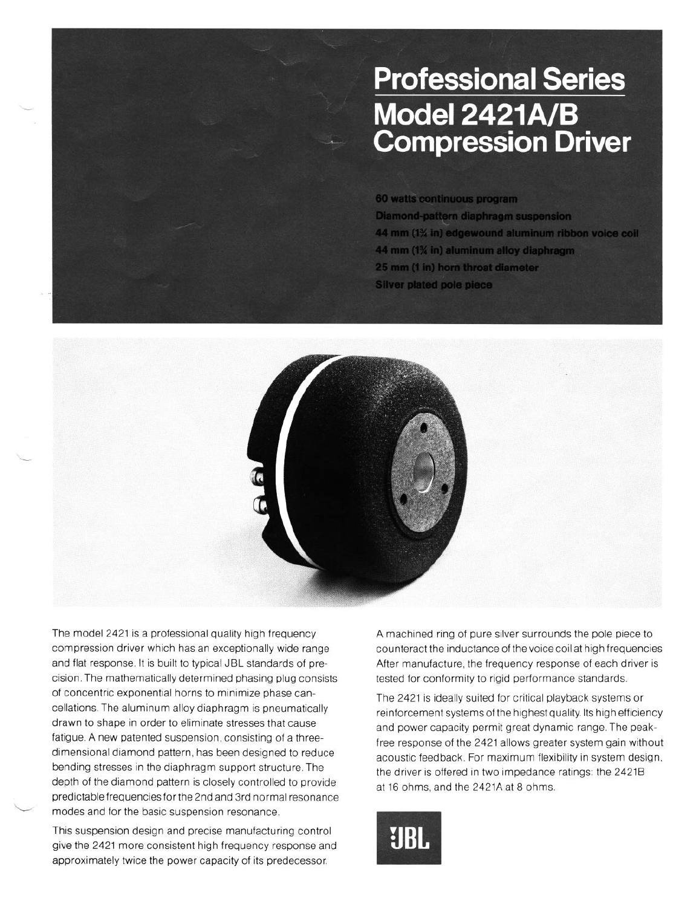# Professional Series
# Model 2421A/B Compression Driver

60 watts continuous program
Diamond-pattern diaphragm suspension
44 mm (1¾ in) edgewound aluminum ribbon voice coil
44 mm (1¾ in) aluminum alloy diaphragm
25 mm (1 in) horn throat diameter
Silver plated pole piece

The model 2421 is a professional quality high frequency compression driver which has an exceptionally wide range and flat response. It is built to typical JBL standards of precision. The mathematically determined phasing plug consists of concentric exponential horns to minimize phase cancellations. The aluminum alloy diaphragm is pneumatically drawn to shape in order to eliminate stresses that cause fatigue. A new patented suspension, consisting of a three-dimensional diamond pattern, has been designed to reduce bending stresses in the diaphragm support structure. The depth of the diamond pattern is closely controlled to provide predictable frequencies for the 2nd and 3rd normal resonance modes and for the basic suspension resonance.

This suspension design and precise manufacturing control give the 2421 more consistent high frequency response and approximately twice the power capacity of its predecessor.

A machined ring of pure silver surrounds the pole piece to counteract the inductance of the voice coil at high frequencies After manufacture, the frequency response of each driver is tested for conformity to rigid performance standards.

The 2421 is ideally suited for critical playback systems or reinforcement systems of the highest quality. Its high efficiency and power capacity permit great dynamic range. The peak-free response of the 2421 allows greater system gain without acoustic feedback. For maximum flexibility in system design, the driver is offered in two impedance ratings: the 2421B at 16 ohms, and the 2421A at 8 ohms.

JBL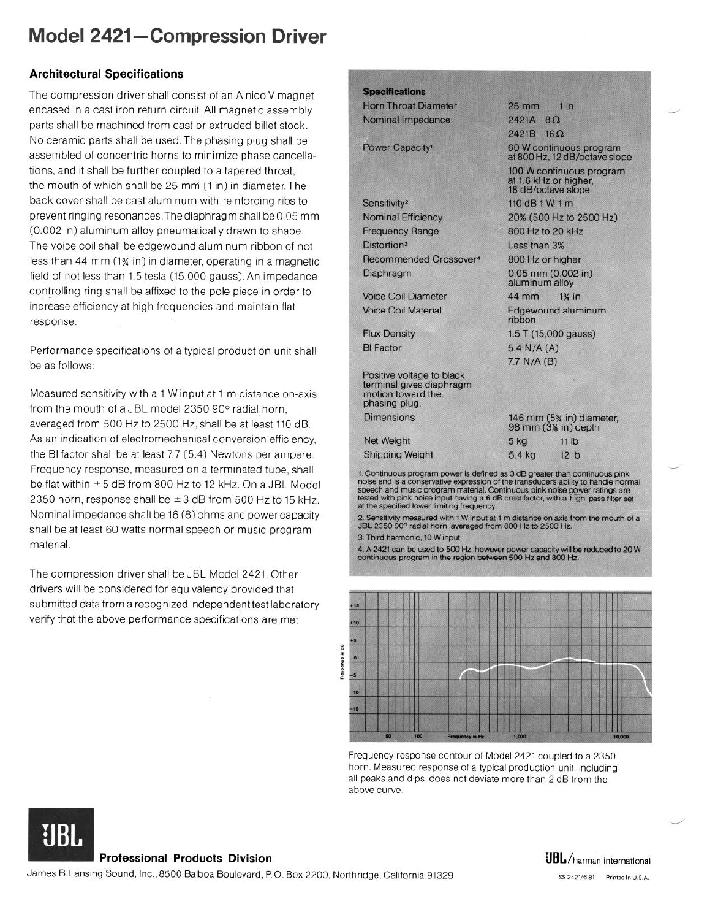# Model 2421—Compression Driver

## Architectural Specifications

The compression driver shall consist of an Alnico V magnet encased in a cast iron return circuit. All magnetic assembly parts shall be machined from cast or extruded billet stock. No ceramic parts shall be used. The phasing plug shall be assembled of concentric horns to minimize phase cancellations, and it shall be further coupled to a tapered throat, the mouth of which shall be 25 mm (1 in) in diameter. The back cover shall be cast aluminum with reinforcing ribs to prevent ringing resonances. The diaphragm shall be 0.05 mm (0.002 in) aluminum alloy pneumatically drawn to shape. The voice coil shall be edgewound aluminum ribbon of not less than 44 mm (1¾ in) in diameter, operating in a magnetic field of not less than 1.5 tesla (15,000 gauss). An impedance controlling ring shall be affixed to the pole piece in order to increase efficiency at high frequencies and maintain flat response.

Performance specifications of a typical production unit shall be as follows:

Measured sensitivity with a 1 W input at 1 m distance on-axis from the mouth of a JBL model 2350 90° radial horn, averaged from 500 Hz to 2500 Hz, shall be at least 110 dB. As an indication of electromechanical conversion efficiency, the Bl factor shall be at least 7.7 (5.4) Newtons per ampere. Frequency response, measured on a terminated tube, shall be flat within ±5 dB from 800 Hz to 12 kHz. On a JBL Model 2350 horn, response shall be ±3 dB from 500 Hz to 15 kHz. Nominal impedance shall be 16 (8) ohms and power capacity shall be at least 60 watts normal speech or music program material.

The compression driver shall be JBL Model 2421. Other drivers will be considered for equivalency provided that submitted data from a recognized independent test laboratory verify that the above performance specifications are met.

**Specifications**

| | |
|---|---|
| Horn Throat Diameter | 25 mm 1 in |
| Nominal Impedance | 2421A 8 Ω<br>2421B 16 Ω |
| Power Capacity[1] | 60 W continuous program at 800 Hz, 12 dB/octave slope<br>100 W continuous program at 1.6 kHz or higher, 18 dB/octave slope |
| Sensitivity[2] | 110 dB 1 W, 1 m |
| Nominal Efficiency | 20% (500 Hz to 2500 Hz) |
| Frequency Range | 800 Hz to 20 kHz |
| Distortion[3] | Less than 3% |
| Recommended Crossover[4] | 800 Hz or higher |
| Diaphragm | 0.05 mm (0.002 in) aluminum alloy |
| Voice Coil Diameter | 44 mm 1¾ in |
| Voice Coil Material | Edgewound aluminum ribbon |
| Flux Density | 1.5 T (15,000 gauss) |
| Bl Factor | 5.4 N/A (A)<br>7.7 N/A (B) |
| Positive voltage to black terminal gives diaphragm motion toward the phasing plug. | |
| Dimensions | 146 mm (5¾ in) diameter, 98 mm (3⅞ in) depth |
| Net Weight | 5 kg 11 lb |
| Shipping Weight | 5.4 kg 12 lb |

1. Continuous program power is defined as 3 dB greater than continuous pink noise and is a conservative expression of the transducers ability to handle normal speech and music program material. Continuous pink noise power ratings are tested with pink noise input having a 6 dB crest factor, with a high pass filter set at the specified lower limiting frequency.

2. Sensitivity measured with 1 W input at 1 m distance on axis from the mouth of a JBL 2350 90° radial horn, averaged from 800 Hz to 2500 Hz.

3. Third harmonic, 10 W input.

4. A 2421 can be used to 500 Hz, however power capacity will be reduced to 20 W continuous program in the region between 500 Hz and 800 Hz.

Response in dB
+15
+10
+5
0
-5
-10
-15
50
100
Frequency in Hz
1,000
10,000

Frequency response contour of Model 2421 coupled to a 2350 horn. Measured response of a typical production unit, including all peaks and dips, does not deviate more than 2 dB from the above curve.

JBL

**Professional Products Division**

James B. Lansing Sound, Inc., 8500 Balboa Boulevard, P.O. Box 2200, Northridge, California 91329

JBL/harman international

SS 2421/6-81 Printed In U.S.A.